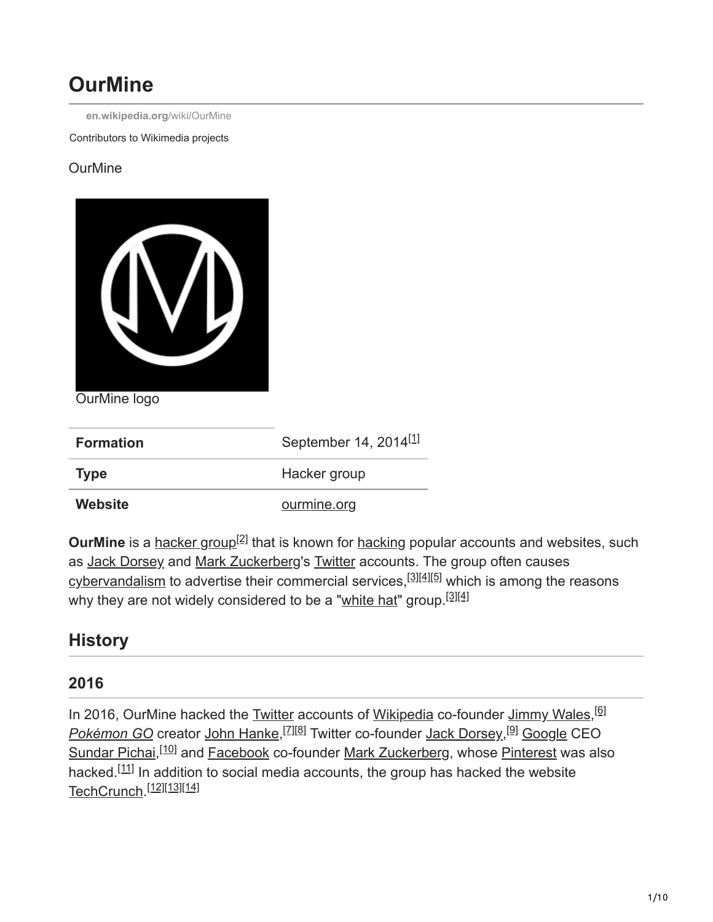# OurMine

en.wikipedia.org/wiki/OurMine

Contributors to Wikimedia projects

OurMine

OurMine logo

| Formation | September 14, 2014[1] |
|---|---|
| Type | Hacker group |
| Website | ourmine.org |

**OurMine** is a hacker group[2] that is known for hacking popular accounts and websites, such as Jack Dorsey and Mark Zuckerberg's Twitter accounts. The group often causes cybervandalism to advertise their commercial services,[3][4][5] which is among the reasons why they are not widely considered to be a "white hat" group.[3][4]

## History

### 2016

In 2016, OurMine hacked the Twitter accounts of Wikipedia co-founder Jimmy Wales,[6] *Pokémon GO* creator John Hanke,[7][8] Twitter co-founder Jack Dorsey,[9] Google CEO Sundar Pichai,[10] and Facebook co-founder Mark Zuckerberg, whose Pinterest was also hacked.[11] In addition to social media accounts, the group has hacked the website TechCrunch.[12][13][14]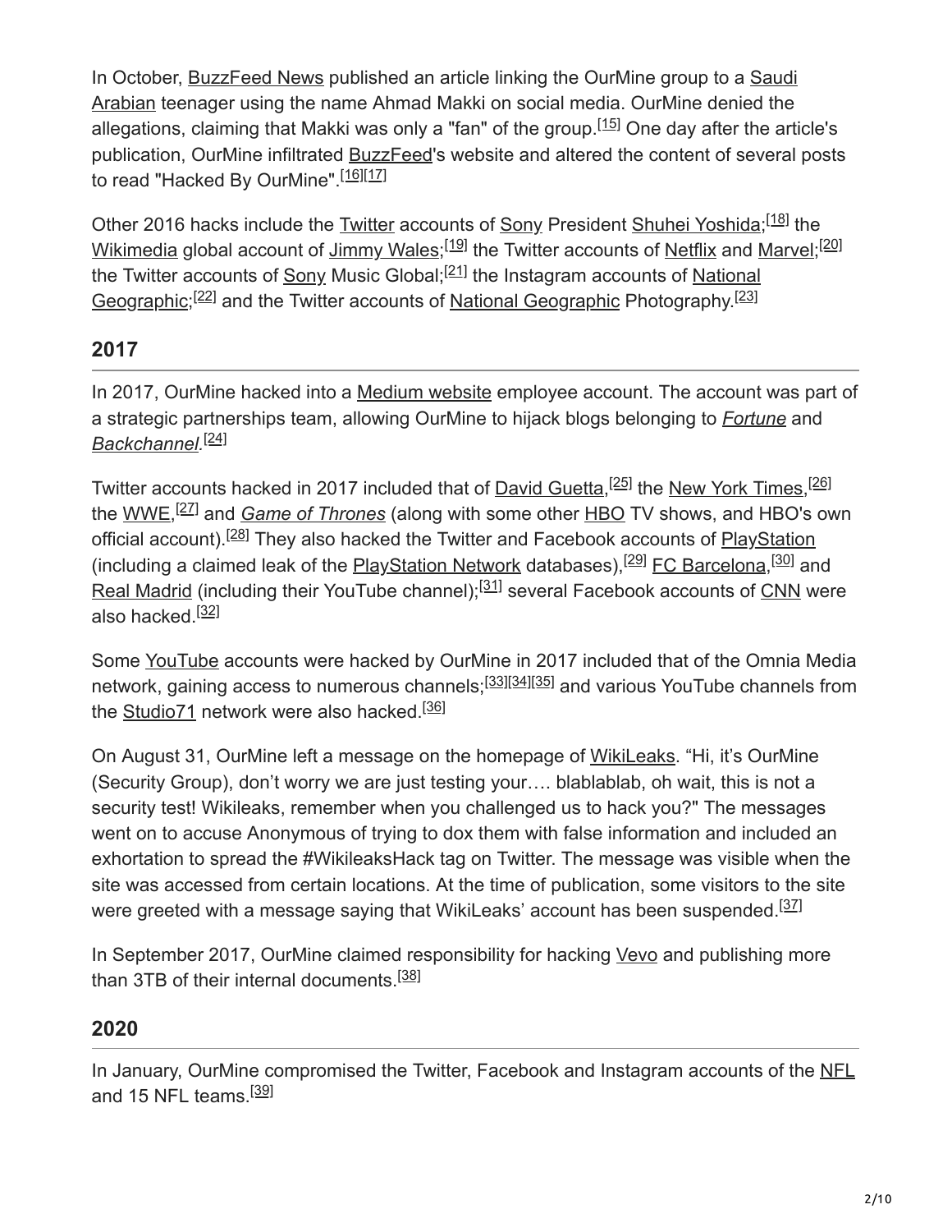In October, BuzzFeed News published an article linking the OurMine group to a Saudi Arabian teenager using the name Ahmad Makki on social media. OurMine denied the allegations, claiming that Makki was only a "fan" of the group.[15] One day after the article's publication, OurMine infiltrated BuzzFeed's website and altered the content of several posts to read "Hacked By OurMine".[16][17]

Other 2016 hacks include the Twitter accounts of Sony President Shuhei Yoshida;[18] the Wikimedia global account of Jimmy Wales;[19] the Twitter accounts of Netflix and Marvel;[20] the Twitter accounts of Sony Music Global;[21] the Instagram accounts of National Geographic;[22] and the Twitter accounts of National Geographic Photography.[23]

## 2017

In 2017, OurMine hacked into a Medium website employee account. The account was part of a strategic partnerships team, allowing OurMine to hijack blogs belonging to *Fortune* and *Backchannel*.[24]

Twitter accounts hacked in 2017 included that of David Guetta,[25] the New York Times,[26] the WWE,[27] and *Game of Thrones* (along with some other HBO TV shows, and HBO's own official account).[28] They also hacked the Twitter and Facebook accounts of PlayStation (including a claimed leak of the PlayStation Network databases),[29] FC Barcelona,[30] and Real Madrid (including their YouTube channel);[31] several Facebook accounts of CNN were also hacked.[32]

Some YouTube accounts were hacked by OurMine in 2017 included that of the Omnia Media network, gaining access to numerous channels;[33][34][35] and various YouTube channels from the Studio71 network were also hacked.[36]

On August 31, OurMine left a message on the homepage of WikiLeaks. "Hi, it's OurMine (Security Group), don't worry we are just testing your…. blablablab, oh wait, this is not a security test! Wikileaks, remember when you challenged us to hack you?" The messages went on to accuse Anonymous of trying to dox them with false information and included an exhortation to spread the #WikileaksHack tag on Twitter. The message was visible when the site was accessed from certain locations. At the time of publication, some visitors to the site were greeted with a message saying that WikiLeaks' account has been suspended.[37]

In September 2017, OurMine claimed responsibility for hacking Vevo and publishing more than 3TB of their internal documents.[38]

## 2020

In January, OurMine compromised the Twitter, Facebook and Instagram accounts of the NFL and 15 NFL teams.[39]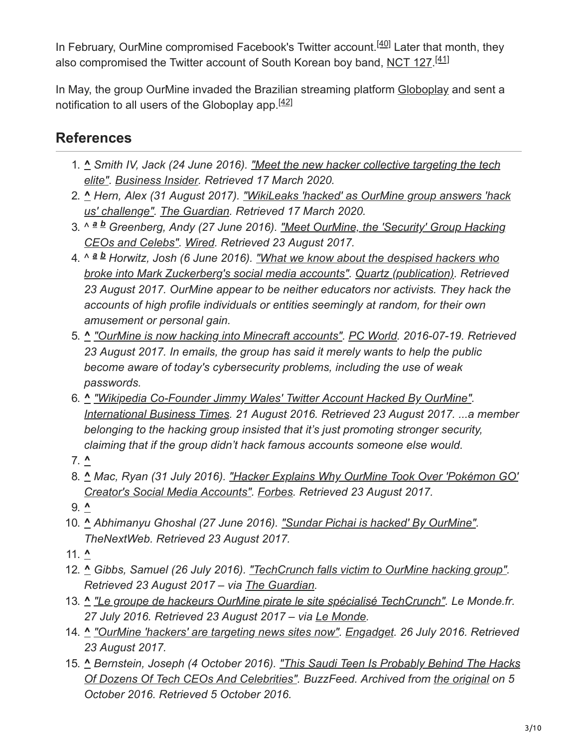In February, OurMine compromised Facebook's Twitter account.[40] Later that month, they also compromised the Twitter account of South Korean boy band, NCT 127.[41]

In May, the group OurMine invaded the Brazilian streaming platform Globoplay and sent a notification to all users of the Globoplay app.[42]

## References

1. ^ *Smith IV, Jack (24 June 2016). "Meet the new hacker collective targeting the tech elite". Business Insider. Retrieved 17 March 2020.*
2. ^ *Hern, Alex (31 August 2017). "WikiLeaks 'hacked' as OurMine group answers 'hack us' challenge". The Guardian. Retrieved 17 March 2020.*
3. ^ *a b Greenberg, Andy (27 June 2016). "Meet OurMine, the 'Security' Group Hacking CEOs and Celebs". Wired. Retrieved 23 August 2017.*
4. ^ *a b Horwitz, Josh (6 June 2016). "What we know about the despised hackers who broke into Mark Zuckerberg's social media accounts". Quartz (publication). Retrieved 23 August 2017. OurMine appear to be neither educators nor activists. They hack the accounts of high profile individuals or entities seemingly at random, for their own amusement or personal gain.*
5. ^ *"OurMine is now hacking into Minecraft accounts". PC World. 2016-07-19. Retrieved 23 August 2017. In emails, the group has said it merely wants to help the public become aware of today's cybersecurity problems, including the use of weak passwords.*
6. ^ *"Wikipedia Co-Founder Jimmy Wales' Twitter Account Hacked By OurMine". International Business Times. 21 August 2016. Retrieved 23 August 2017. ...a member belonging to the hacking group insisted that it's just promoting stronger security, claiming that if the group didn't hack famous accounts someone else would.*
7. ^
8. ^ *Mac, Ryan (31 July 2016). "Hacker Explains Why OurMine Took Over 'Pokémon GO' Creator's Social Media Accounts". Forbes. Retrieved 23 August 2017.*
9. ^
10. ^ *Abhimanyu Ghoshal (27 June 2016). "Sundar Pichai is hacked' By OurMine". TheNextWeb. Retrieved 23 August 2017.*
11. ^
12. ^ *Gibbs, Samuel (26 July 2016). "TechCrunch falls victim to OurMine hacking group". Retrieved 23 August 2017 – via The Guardian.*
13. ^ *"Le groupe de hackeurs OurMine pirate le site spécialisé TechCrunch". Le Monde.fr. 27 July 2016. Retrieved 23 August 2017 – via Le Monde.*
14. ^ *"OurMine 'hackers' are targeting news sites now". Engadget. 26 July 2016. Retrieved 23 August 2017.*
15. ^ *Bernstein, Joseph (4 October 2016). "This Saudi Teen Is Probably Behind The Hacks Of Dozens Of Tech CEOs And Celebrities". BuzzFeed. Archived from the original on 5 October 2016. Retrieved 5 October 2016.*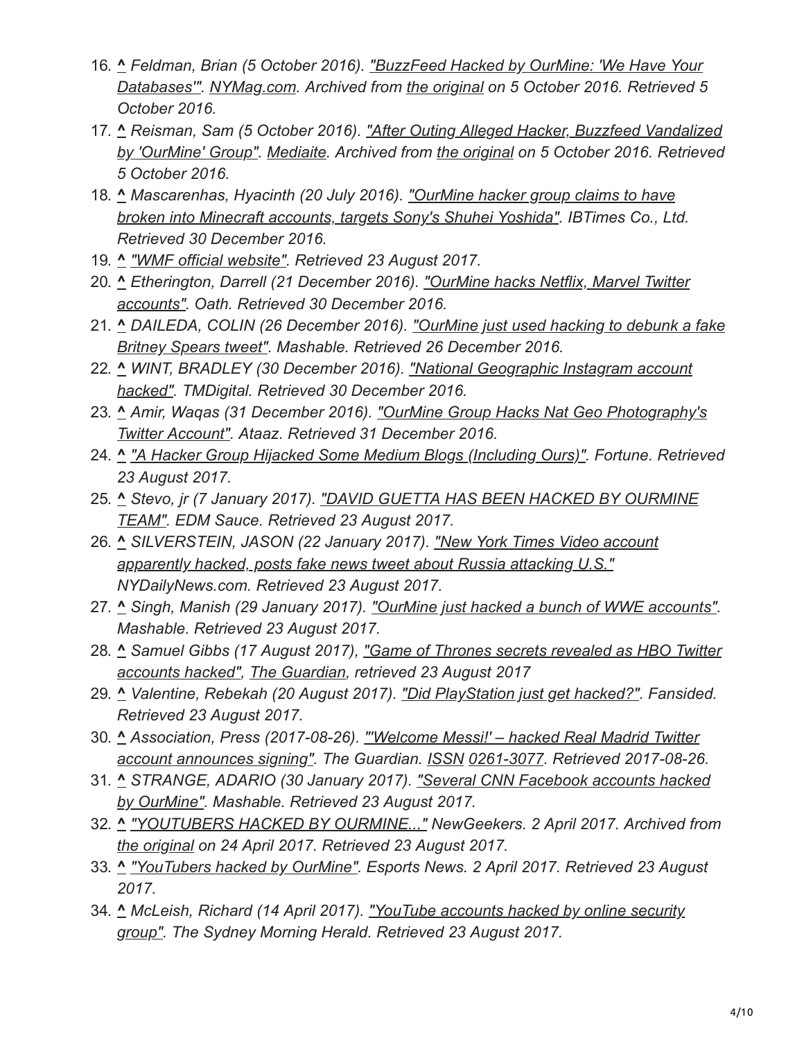16. ^ *Feldman, Brian (5 October 2016). "BuzzFeed Hacked by OurMine: 'We Have Your Databases'". NYMag.com. Archived from the original on 5 October 2016. Retrieved 5 October 2016.*
17. ^ *Reisman, Sam (5 October 2016). "After Outing Alleged Hacker, Buzzfeed Vandalized by 'OurMine' Group". Mediaite. Archived from the original on 5 October 2016. Retrieved 5 October 2016.*
18. ^ *Mascarenhas, Hyacinth (20 July 2016). "OurMine hacker group claims to have broken into Minecraft accounts, targets Sony's Shuhei Yoshida". IBTimes Co., Ltd. Retrieved 30 December 2016.*
19. ^ *"WMF official website". Retrieved 23 August 2017.*
20. ^ *Etherington, Darrell (21 December 2016). "OurMine hacks Netflix, Marvel Twitter accounts". Oath. Retrieved 30 December 2016.*
21. ^ *DAILEDA, COLIN (26 December 2016). "OurMine just used hacking to debunk a fake Britney Spears tweet". Mashable. Retrieved 26 December 2016.*
22. ^ *WINT, BRADLEY (30 December 2016). "National Geographic Instagram account hacked". TMDigital. Retrieved 30 December 2016.*
23. ^ *Amir, Waqas (31 December 2016). "OurMine Group Hacks Nat Geo Photography's Twitter Account". Ataaz. Retrieved 31 December 2016.*
24. ^ *"A Hacker Group Hijacked Some Medium Blogs (Including Ours)". Fortune. Retrieved 23 August 2017.*
25. ^ *Stevo, jr (7 January 2017). "DAVID GUETTA HAS BEEN HACKED BY OURMINE TEAM". EDM Sauce. Retrieved 23 August 2017.*
26. ^ *SILVERSTEIN, JASON (22 January 2017). "New York Times Video account apparently hacked, posts fake news tweet about Russia attacking U.S." NYDailyNews.com. Retrieved 23 August 2017.*
27. ^ *Singh, Manish (29 January 2017). "OurMine just hacked a bunch of WWE accounts". Mashable. Retrieved 23 August 2017.*
28. ^ *Samuel Gibbs (17 August 2017), "Game of Thrones secrets revealed as HBO Twitter accounts hacked", The Guardian, retrieved 23 August 2017*
29. ^ *Valentine, Rebekah (20 August 2017). "Did PlayStation just get hacked?". Fansided. Retrieved 23 August 2017.*
30. ^ *Association, Press (2017-08-26). "'Welcome Messi!' – hacked Real Madrid Twitter account announces signing". The Guardian. ISSN 0261-3077. Retrieved 2017-08-26.*
31. ^ *STRANGE, ADARIO (30 January 2017). "Several CNN Facebook accounts hacked by OurMine". Mashable. Retrieved 23 August 2017.*
32. ^ *"YOUTUBERS HACKED BY OURMINE..." NewGeekers. 2 April 2017. Archived from the original on 24 April 2017. Retrieved 23 August 2017.*
33. ^ *"YouTubers hacked by OurMine". Esports News. 2 April 2017. Retrieved 23 August 2017.*
34. ^ *McLeish, Richard (14 April 2017). "YouTube accounts hacked by online security group". The Sydney Morning Herald. Retrieved 23 August 2017.*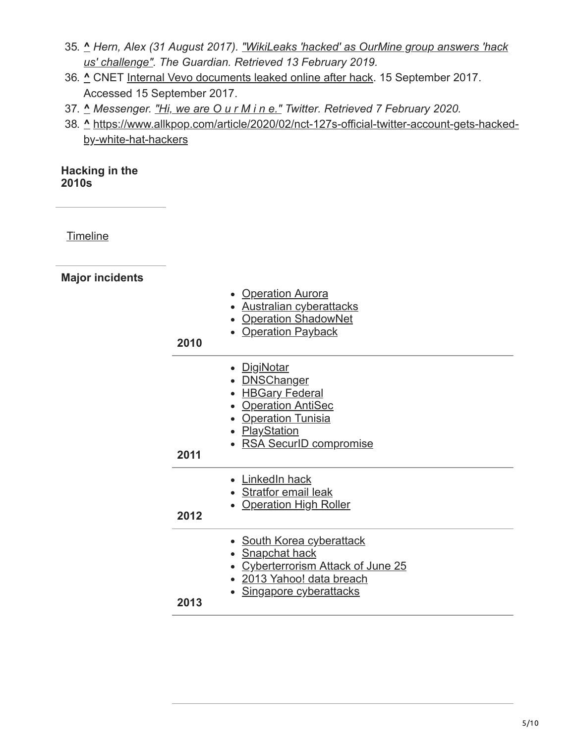35. **^** *Hern, Alex (31 August 2017). "WikiLeaks 'hacked' as OurMine group answers 'hack us' challenge". The Guardian. Retrieved 13 February 2019.*
36. **^** CNET Internal Vevo documents leaked online after hack. 15 September 2017. Accessed 15 September 2017.
37. **^** *Messenger. "Hi, we are O u r M i n e." Twitter. Retrieved 7 February 2020.*
38. **^** https://www.allkpop.com/article/2020/02/nct-127s-official-twitter-account-gets-hacked-by-white-hat-hackers

**Hacking in the 2010s**

Timeline

**Major incidents**

| Year | Incidents |
| --- | --- |
| **2010** | Operation Aurora; Australian cyberattacks; Operation ShadowNet; Operation Payback |
| **2011** | DigiNotar; DNSChanger; HBGary Federal; Operation AntiSec; Operation Tunisia; PlayStation; RSA SecurID compromise |
| **2012** | LinkedIn hack; Stratfor email leak; Operation High Roller |
| **2013** | South Korea cyberattack; Snapchat hack; Cyberterrorism Attack of June 25; 2013 Yahoo! data breach; Singapore cyberattacks |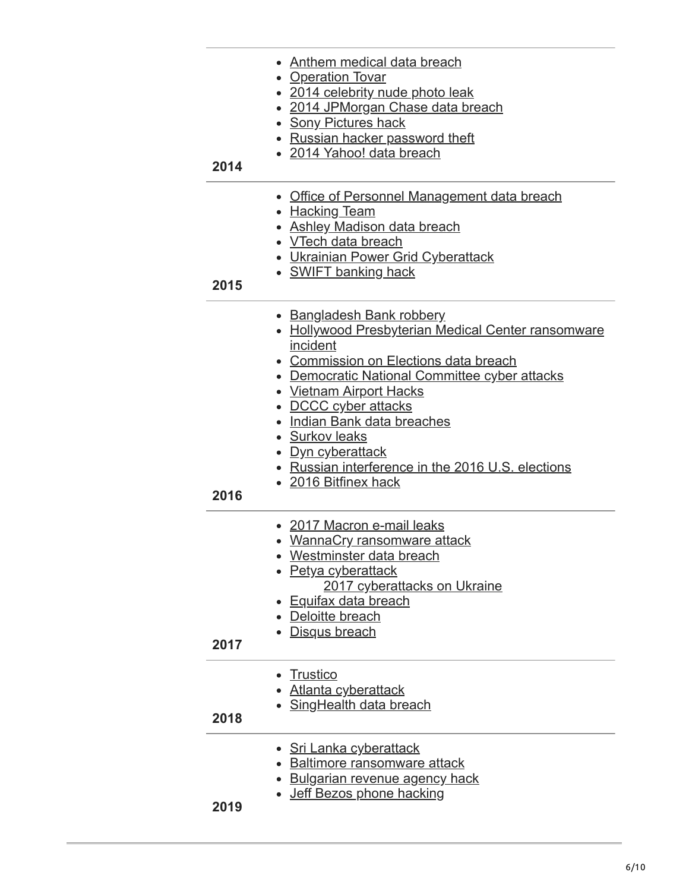| | |
|---|---|
| 2014 | • Anthem medical data breach<br>• Operation Tovar<br>• 2014 celebrity nude photo leak<br>• 2014 JPMorgan Chase data breach<br>• Sony Pictures hack<br>• Russian hacker password theft<br>• 2014 Yahoo! data breach |
| 2015 | • Office of Personnel Management data breach<br>• Hacking Team<br>• Ashley Madison data breach<br>• VTech data breach<br>• Ukrainian Power Grid Cyberattack<br>• SWIFT banking hack |
| 2016 | • Bangladesh Bank robbery<br>• Hollywood Presbyterian Medical Center ransomware incident<br>• Commission on Elections data breach<br>• Democratic National Committee cyber attacks<br>• Vietnam Airport Hacks<br>• DCCC cyber attacks<br>• Indian Bank data breaches<br>• Surkov leaks<br>• Dyn cyberattack<br>• Russian interference in the 2016 U.S. elections<br>• 2016 Bitfinex hack |
| 2017 | • 2017 Macron e-mail leaks<br>• WannaCry ransomware attack<br>• Westminster data breach<br>• Petya cyberattack<br>  2017 cyberattacks on Ukraine<br>• Equifax data breach<br>• Deloitte breach<br>• Disqus breach |
| 2018 | • Trustico<br>• Atlanta cyberattack<br>• SingHealth data breach |
| 2019 | • Sri Lanka cyberattack<br>• Baltimore ransomware attack<br>• Bulgarian revenue agency hack<br>• Jeff Bezos phone hacking |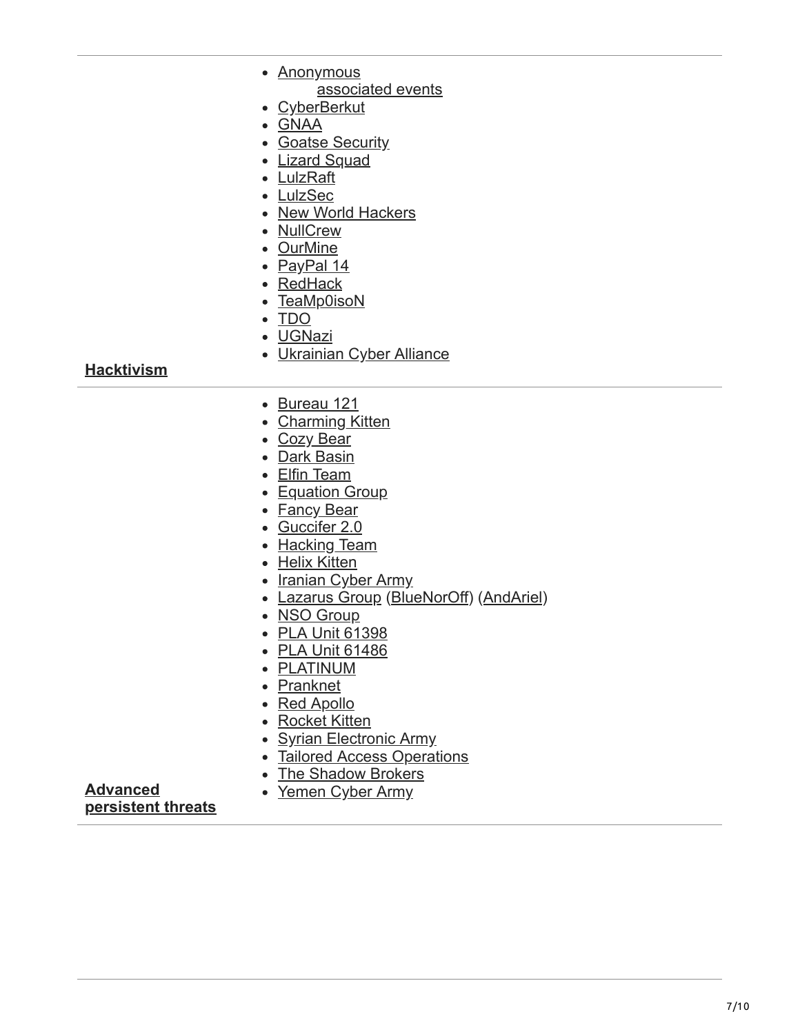| | |
|---|---|
| **Hacktivism** | - Anonymous<br>  - associated events<br>- CyberBerkut<br>- GNAA<br>- Goatse Security<br>- Lizard Squad<br>- LulzRaft<br>- LulzSec<br>- New World Hackers<br>- NullCrew<br>- OurMine<br>- PayPal 14<br>- RedHack<br>- TeaMp0isoN<br>- TDO<br>- UGNazi<br>- Ukrainian Cyber Alliance |
| **Advanced persistent threats** | - Bureau 121<br>- Charming Kitten<br>- Cozy Bear<br>- Dark Basin<br>- Elfin Team<br>- Equation Group<br>- Fancy Bear<br>- Guccifer 2.0<br>- Hacking Team<br>- Helix Kitten<br>- Iranian Cyber Army<br>- Lazarus Group (BlueNorOff) (AndAriel)<br>- NSO Group<br>- PLA Unit 61398<br>- PLA Unit 61486<br>- PLATINUM<br>- Pranknet<br>- Red Apollo<br>- Rocket Kitten<br>- Syrian Electronic Army<br>- Tailored Access Operations<br>- The Shadow Brokers<br>- Yemen Cyber Army |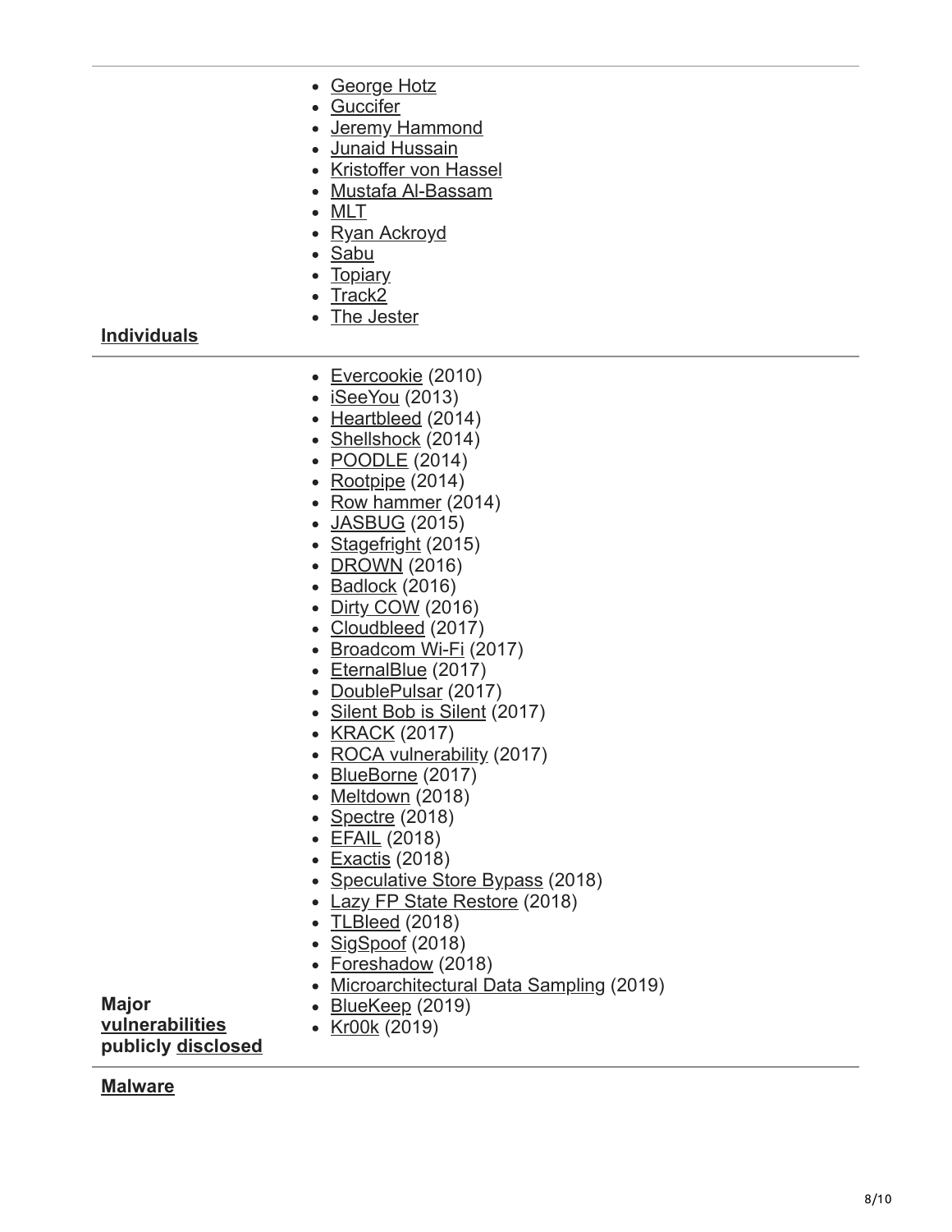| | |
|---|---|
| **Individuals** | - George Hotz<br>- Guccifer<br>- Jeremy Hammond<br>- Junaid Hussain<br>- Kristoffer von Hassel<br>- Mustafa Al-Bassam<br>- MLT<br>- Ryan Ackroyd<br>- Sabu<br>- Topiary<br>- Track2<br>- The Jester |
| **Major vulnerabilities publicly disclosed** | - Evercookie (2010)<br>- iSeeYou (2013)<br>- Heartbleed (2014)<br>- Shellshock (2014)<br>- POODLE (2014)<br>- Rootpipe (2014)<br>- Row hammer (2014)<br>- JASBUG (2015)<br>- Stagefright (2015)<br>- DROWN (2016)<br>- Badlock (2016)<br>- Dirty COW (2016)<br>- Cloudbleed (2017)<br>- Broadcom Wi-Fi (2017)<br>- EternalBlue (2017)<br>- DoublePulsar (2017)<br>- Silent Bob is Silent (2017)<br>- KRACK (2017)<br>- ROCA vulnerability (2017)<br>- BlueBorne (2017)<br>- Meltdown (2018)<br>- Spectre (2018)<br>- EFAIL (2018)<br>- Exactis (2018)<br>- Speculative Store Bypass (2018)<br>- Lazy FP State Restore (2018)<br>- TLBleed (2018)<br>- SigSpoof (2018)<br>- Foreshadow (2018)<br>- Microarchitectural Data Sampling (2019)<br>- BlueKeep (2019)<br>- Kr00k (2019) |
| **Malware** | |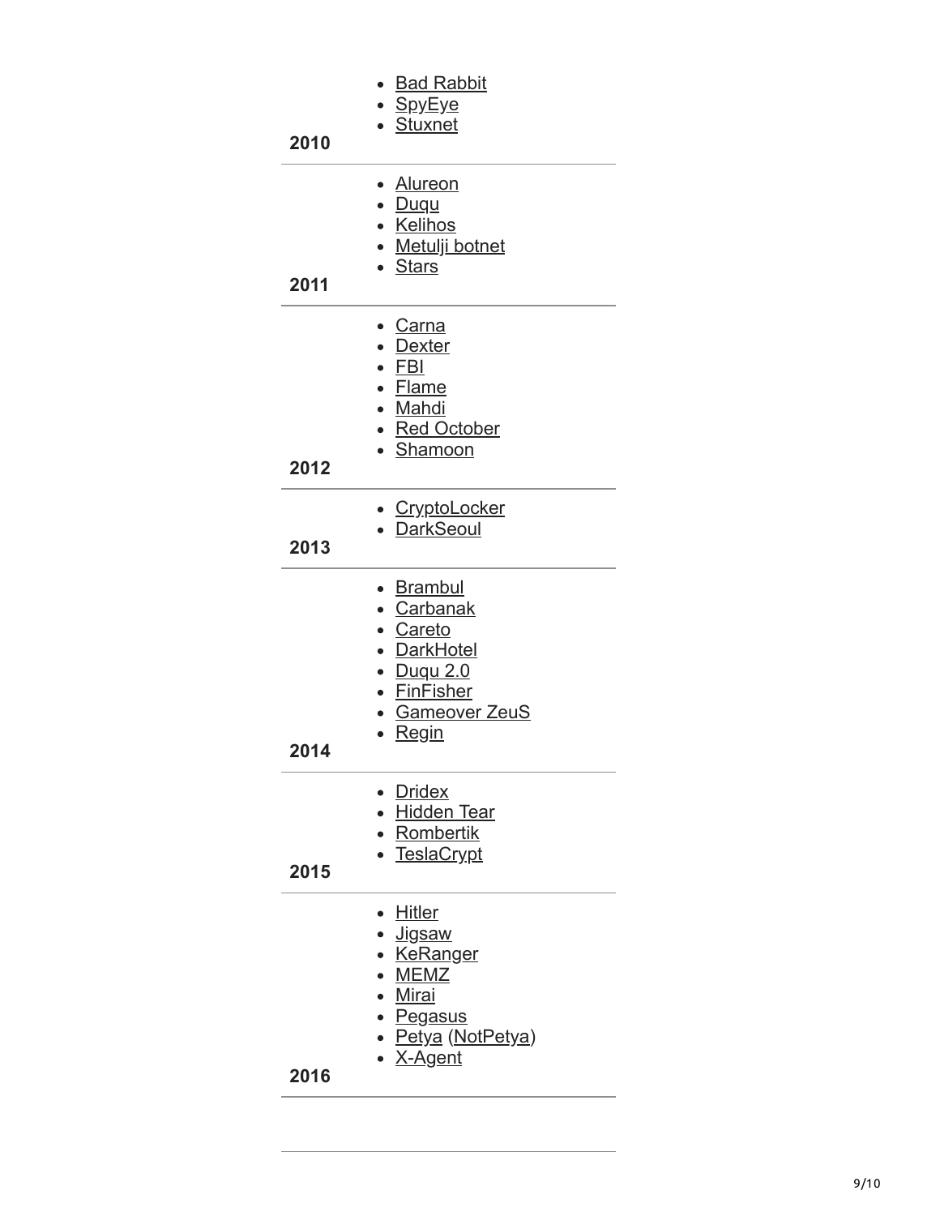| | |
|---|---|
| 2010 | • Bad Rabbit<br>• SpyEye<br>• Stuxnet |
| 2011 | • Alureon<br>• Duqu<br>• Kelihos<br>• Metulji botnet<br>• Stars |
| 2012 | • Carna<br>• Dexter<br>• FBI<br>• Flame<br>• Mahdi<br>• Red October<br>• Shamoon |
| 2013 | • CryptoLocker<br>• DarkSeoul |
| 2014 | • Brambul<br>• Carbanak<br>• Careto<br>• DarkHotel<br>• Duqu 2.0<br>• FinFisher<br>• Gameover ZeuS<br>• Regin |
| 2015 | • Dridex<br>• Hidden Tear<br>• Rombertik<br>• TeslaCrypt |
| 2016 | • Hitler<br>• Jigsaw<br>• KeRanger<br>• MEMZ<br>• Mirai<br>• Pegasus<br>• Petya (NotPetya)<br>• X-Agent |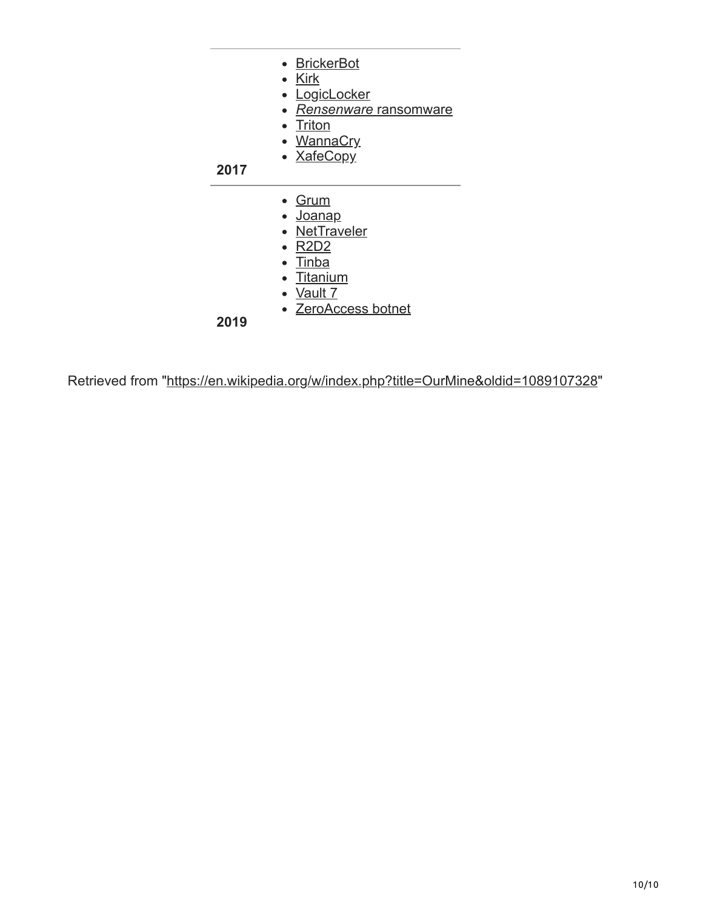| | |
|---|---|
| **2017** | • BrickerBot<br>• Kirk<br>• LogicLocker<br>• *Rensenware* ransomware<br>• Triton<br>• WannaCry<br>• XafeCopy |
| **2019** | • Grum<br>• Joanap<br>• NetTraveler<br>• R2D2<br>• Tinba<br>• Titanium<br>• Vault 7<br>• ZeroAccess botnet |

Retrieved from "https://en.wikipedia.org/w/index.php?title=OurMine&oldid=1089107328"